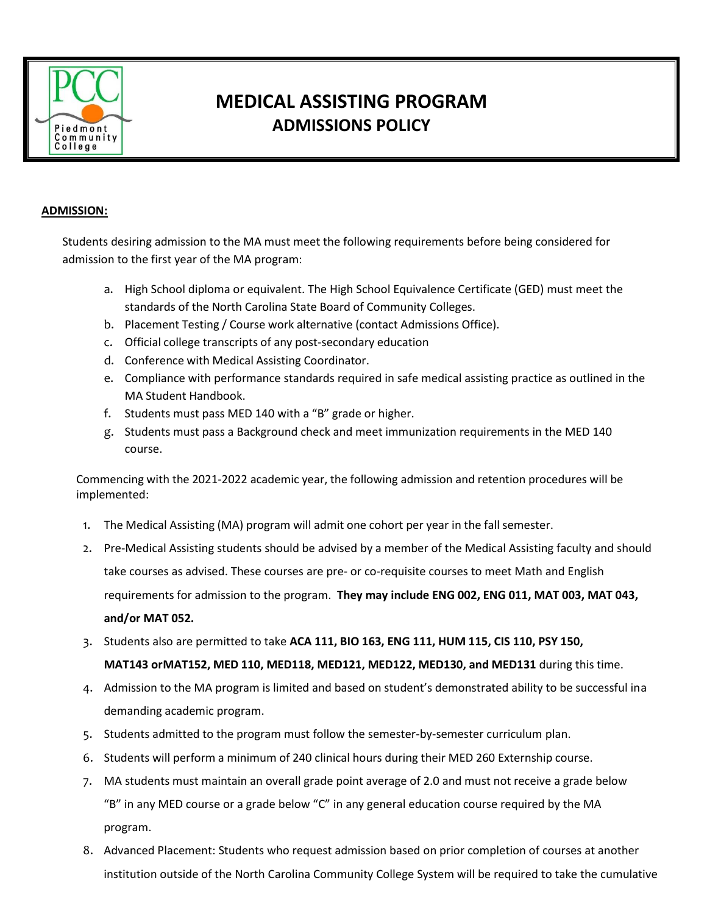# MEDICAL ASSISTING PROGRAM
## ADMISSIONS POLICY

**ADMISSION:**

Students desiring admission to the MA must meet the following requirements before being considered for admission to the first year of the MA program:

a. High School diploma or equivalent. The High School Equivalence Certificate (GED) must meet the standards of the North Carolina State Board of Community Colleges.
b. Placement Testing / Course work alternative (contact Admissions Office).
c. Official college transcripts of any post-secondary education
d. Conference with Medical Assisting Coordinator.
e. Compliance with performance standards required in safe medical assisting practice as outlined in the MA Student Handbook.
f. Students must pass MED 140 with a "B" grade or higher.
g. Students must pass a Background check and meet immunization requirements in the MED 140 course.

Commencing with the 2021-2022 academic year, the following admission and retention procedures will be implemented:

1. The Medical Assisting (MA) program will admit one cohort per year in the fall semester.
2. Pre-Medical Assisting students should be advised by a member of the Medical Assisting faculty and should take courses as advised. These courses are pre- or co-requisite courses to meet Math and English requirements for admission to the program. **They may include ENG 002, ENG 011, MAT 003, MAT 043, and/or MAT 052.**
3. Students also are permitted to take **ACA 111, BIO 163, ENG 111, HUM 115, CIS 110, PSY 150, MAT143 orMAT152, MED 110, MED118, MED121, MED122, MED130, and MED131** during this time.
4. Admission to the MA program is limited and based on student's demonstrated ability to be successful ina demanding academic program.
5. Students admitted to the program must follow the semester-by-semester curriculum plan.
6. Students will perform a minimum of 240 clinical hours during their MED 260 Externship course.
7. MA students must maintain an overall grade point average of 2.0 and must not receive a grade below "B" in any MED course or a grade below "C" in any general education course required by the MA program.
8. Advanced Placement: Students who request admission based on prior completion of courses at another institution outside of the North Carolina Community College System will be required to take the cumulative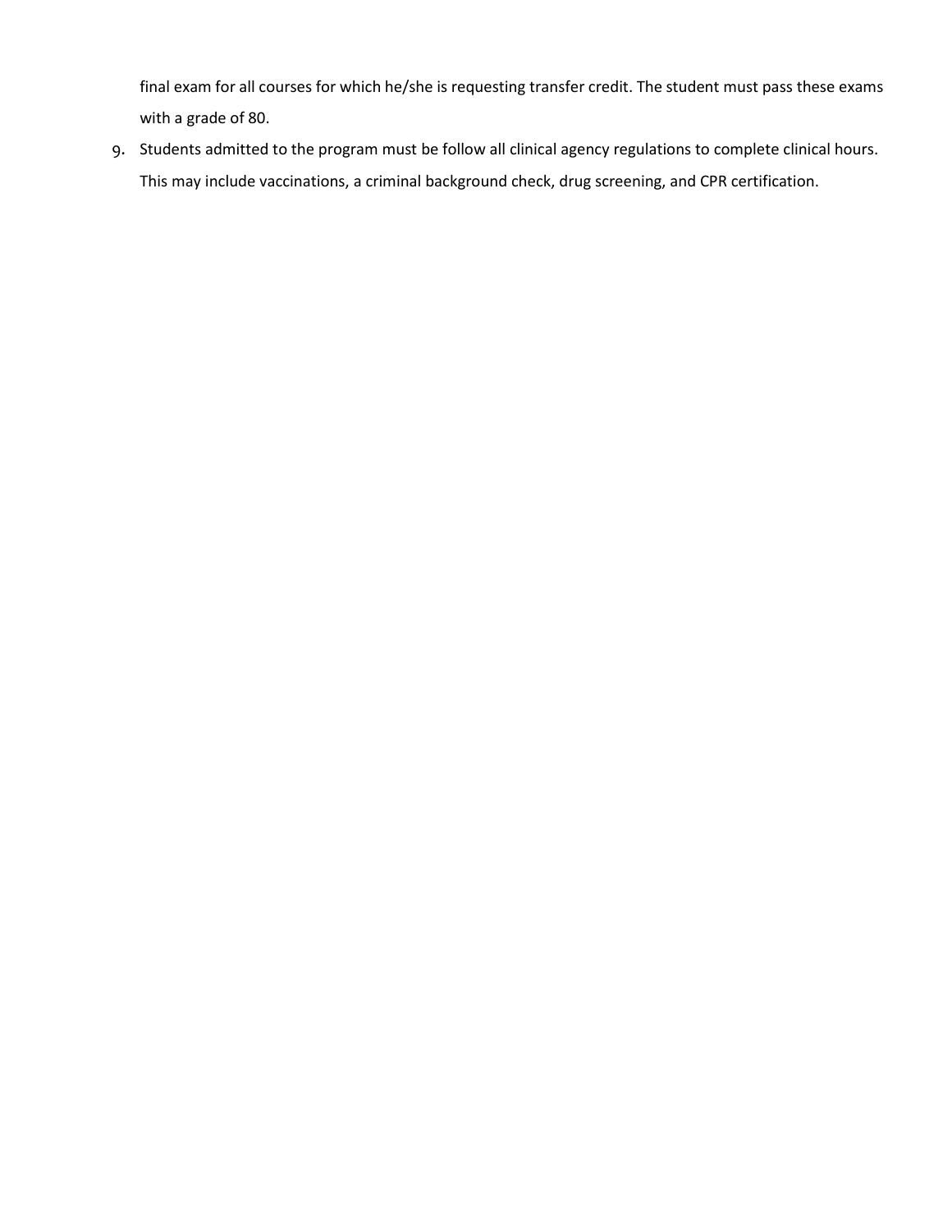final exam for all courses for which he/she is requesting transfer credit. The student must pass these exams with a grade of 80.

9. Students admitted to the program must be follow all clinical agency regulations to complete clinical hours. This may include vaccinations, a criminal background check, drug screening, and CPR certification.